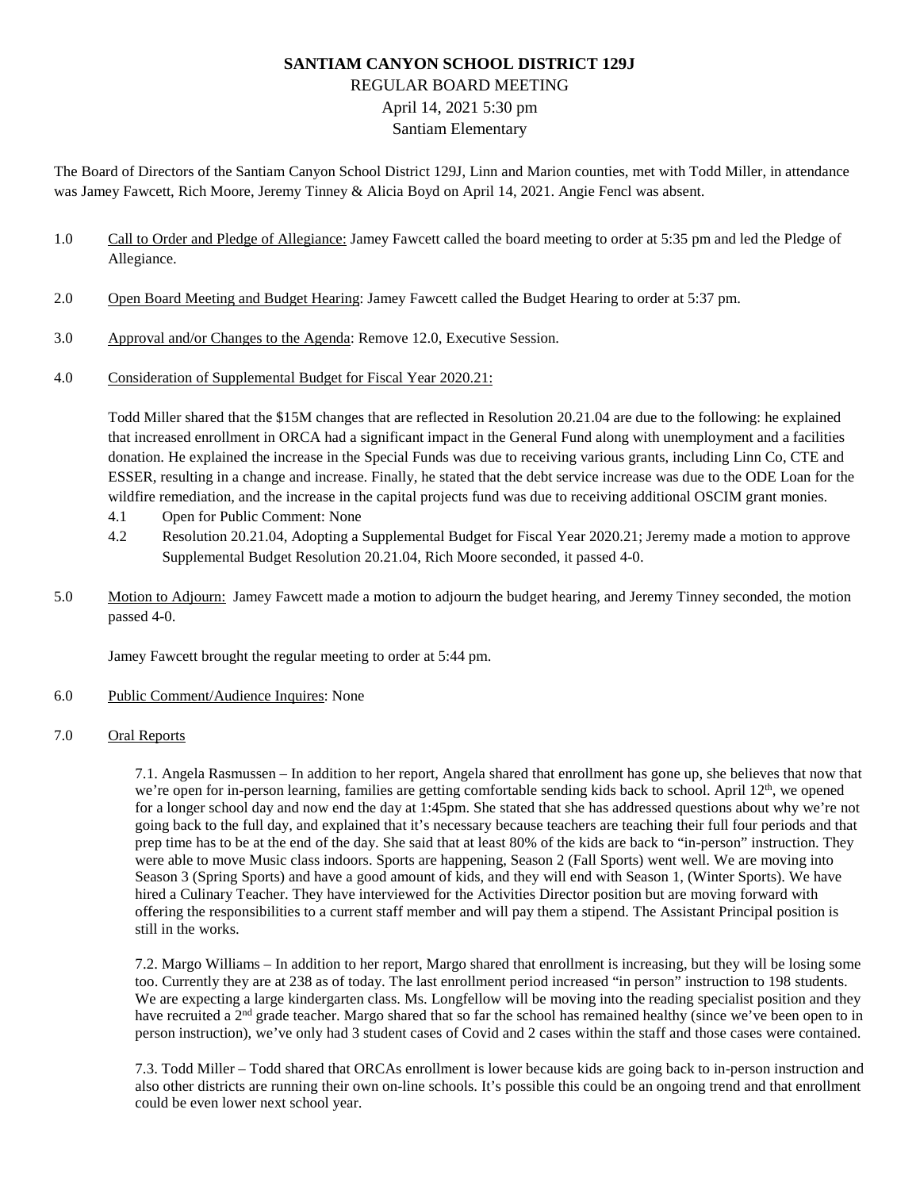# SANTIAM CANYON SCHOOL DISTRICT 129J

REGULAR BOARD MEETING
April 14, 2021 5:30 pm
Santiam Elementary

The Board of Directors of the Santiam Canyon School District 129J, Linn and Marion counties, met with Todd Miller, in attendance was Jamey Fawcett, Rich Moore, Jeremy Tinney & Alicia Boyd on April 14, 2021. Angie Fencl was absent.

1.0 Call to Order and Pledge of Allegiance: Jamey Fawcett called the board meeting to order at 5:35 pm and led the Pledge of Allegiance.

2.0 Open Board Meeting and Budget Hearing: Jamey Fawcett called the Budget Hearing to order at 5:37 pm.

3.0 Approval and/or Changes to the Agenda: Remove 12.0, Executive Session.

4.0 Consideration of Supplemental Budget for Fiscal Year 2020.21:

Todd Miller shared that the $15M changes that are reflected in Resolution 20.21.04 are due to the following: he explained that increased enrollment in ORCA had a significant impact in the General Fund along with unemployment and a facilities donation. He explained the increase in the Special Funds was due to receiving various grants, including Linn Co, CTE and ESSER, resulting in a change and increase. Finally, he stated that the debt service increase was due to the ODE Loan for the wildfire remediation, and the increase in the capital projects fund was due to receiving additional OSCIM grant monies.

4.1 Open for Public Comment: None

4.2 Resolution 20.21.04, Adopting a Supplemental Budget for Fiscal Year 2020.21; Jeremy made a motion to approve Supplemental Budget Resolution 20.21.04, Rich Moore seconded, it passed 4-0.

5.0 Motion to Adjourn: Jamey Fawcett made a motion to adjourn the budget hearing, and Jeremy Tinney seconded, the motion passed 4-0.

Jamey Fawcett brought the regular meeting to order at 5:44 pm.

6.0 Public Comment/Audience Inquires: None

7.0 Oral Reports

7.1. Angela Rasmussen – In addition to her report, Angela shared that enrollment has gone up, she believes that now that we're open for in-person learning, families are getting comfortable sending kids back to school. April 12th, we opened for a longer school day and now end the day at 1:45pm. She stated that she has addressed questions about why we're not going back to the full day, and explained that it's necessary because teachers are teaching their full four periods and that prep time has to be at the end of the day. She said that at least 80% of the kids are back to "in-person" instruction. They were able to move Music class indoors. Sports are happening, Season 2 (Fall Sports) went well. We are moving into Season 3 (Spring Sports) and have a good amount of kids, and they will end with Season 1, (Winter Sports). We have hired a Culinary Teacher. They have interviewed for the Activities Director position but are moving forward with offering the responsibilities to a current staff member and will pay them a stipend. The Assistant Principal position is still in the works.

7.2. Margo Williams – In addition to her report, Margo shared that enrollment is increasing, but they will be losing some too. Currently they are at 238 as of today. The last enrollment period increased "in person" instruction to 198 students. We are expecting a large kindergarten class. Ms. Longfellow will be moving into the reading specialist position and they have recruited a 2nd grade teacher. Margo shared that so far the school has remained healthy (since we've been open to in person instruction), we've only had 3 student cases of Covid and 2 cases within the staff and those cases were contained.

7.3. Todd Miller – Todd shared that ORCAs enrollment is lower because kids are going back to in-person instruction and also other districts are running their own on-line schools. It's possible this could be an ongoing trend and that enrollment could be even lower next school year.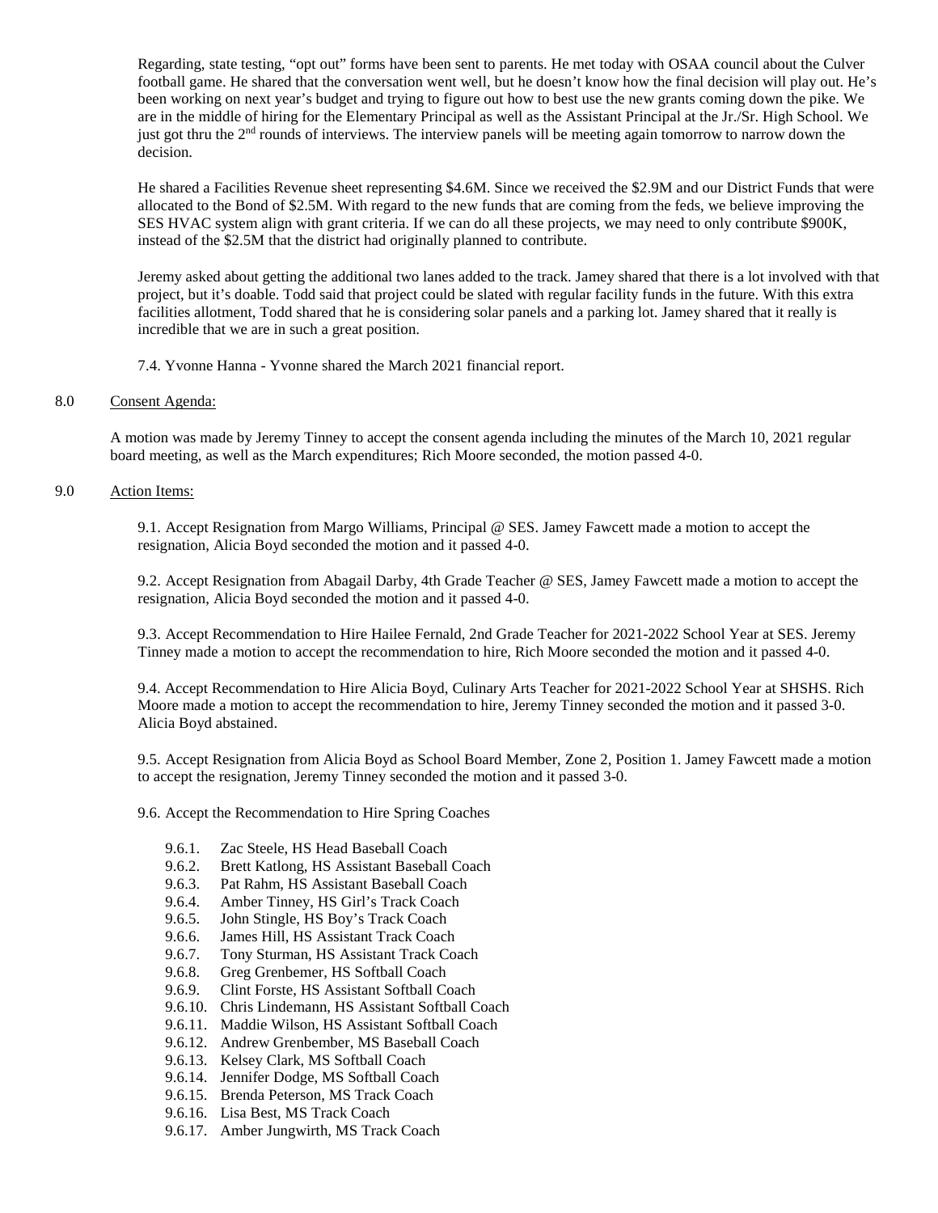Regarding, state testing, "opt out" forms have been sent to parents. He met today with OSAA council about the Culver football game. He shared that the conversation went well, but he doesn't know how the final decision will play out. He's been working on next year's budget and trying to figure out how to best use the new grants coming down the pike. We are in the middle of hiring for the Elementary Principal as well as the Assistant Principal at the Jr./Sr. High School. We just got thru the 2nd rounds of interviews. The interview panels will be meeting again tomorrow to narrow down the decision.

He shared a Facilities Revenue sheet representing \$4.6M. Since we received the \$2.9M and our District Funds that were allocated to the Bond of \$2.5M. With regard to the new funds that are coming from the feds, we believe improving the SES HVAC system align with grant criteria. If we can do all these projects, we may need to only contribute \$900K, instead of the \$2.5M that the district had originally planned to contribute.

Jeremy asked about getting the additional two lanes added to the track. Jamey shared that there is a lot involved with that project, but it's doable. Todd said that project could be slated with regular facility funds in the future. With this extra facilities allotment, Todd shared that he is considering solar panels and a parking lot. Jamey shared that it really is incredible that we are in such a great position.

7.4. Yvonne Hanna - Yvonne shared the March 2021 financial report.

## 8.0 Consent Agenda:

A motion was made by Jeremy Tinney to accept the consent agenda including the minutes of the March 10, 2021 regular board meeting, as well as the March expenditures; Rich Moore seconded, the motion passed 4-0.

## 9.0 Action Items:

9.1. Accept Resignation from Margo Williams, Principal @ SES. Jamey Fawcett made a motion to accept the resignation, Alicia Boyd seconded the motion and it passed 4-0.

9.2. Accept Resignation from Abagail Darby, 4th Grade Teacher @ SES, Jamey Fawcett made a motion to accept the resignation, Alicia Boyd seconded the motion and it passed 4-0.

9.3. Accept Recommendation to Hire Hailee Fernald, 2nd Grade Teacher for 2021-2022 School Year at SES. Jeremy Tinney made a motion to accept the recommendation to hire, Rich Moore seconded the motion and it passed 4-0.

9.4. Accept Recommendation to Hire Alicia Boyd, Culinary Arts Teacher for 2021-2022 School Year at SHSHS. Rich Moore made a motion to accept the recommendation to hire, Jeremy Tinney seconded the motion and it passed 3-0. Alicia Boyd abstained.

9.5. Accept Resignation from Alicia Boyd as School Board Member, Zone 2, Position 1. Jamey Fawcett made a motion to accept the resignation, Jeremy Tinney seconded the motion and it passed 3-0.

9.6. Accept the Recommendation to Hire Spring Coaches

- 9.6.1. Zac Steele, HS Head Baseball Coach
- 9.6.2. Brett Katlong, HS Assistant Baseball Coach
- 9.6.3. Pat Rahm, HS Assistant Baseball Coach
- 9.6.4. Amber Tinney, HS Girl's Track Coach
- 9.6.5. John Stingle, HS Boy's Track Coach
- 9.6.6. James Hill, HS Assistant Track Coach
- 9.6.7. Tony Sturman, HS Assistant Track Coach
- 9.6.8. Greg Grenbemer, HS Softball Coach
- 9.6.9. Clint Forste, HS Assistant Softball Coach
- 9.6.10. Chris Lindemann, HS Assistant Softball Coach
- 9.6.11. Maddie Wilson, HS Assistant Softball Coach
- 9.6.12. Andrew Grenbember, MS Baseball Coach
- 9.6.13. Kelsey Clark, MS Softball Coach
- 9.6.14. Jennifer Dodge, MS Softball Coach
- 9.6.15. Brenda Peterson, MS Track Coach
- 9.6.16. Lisa Best, MS Track Coach
- 9.6.17. Amber Jungwirth, MS Track Coach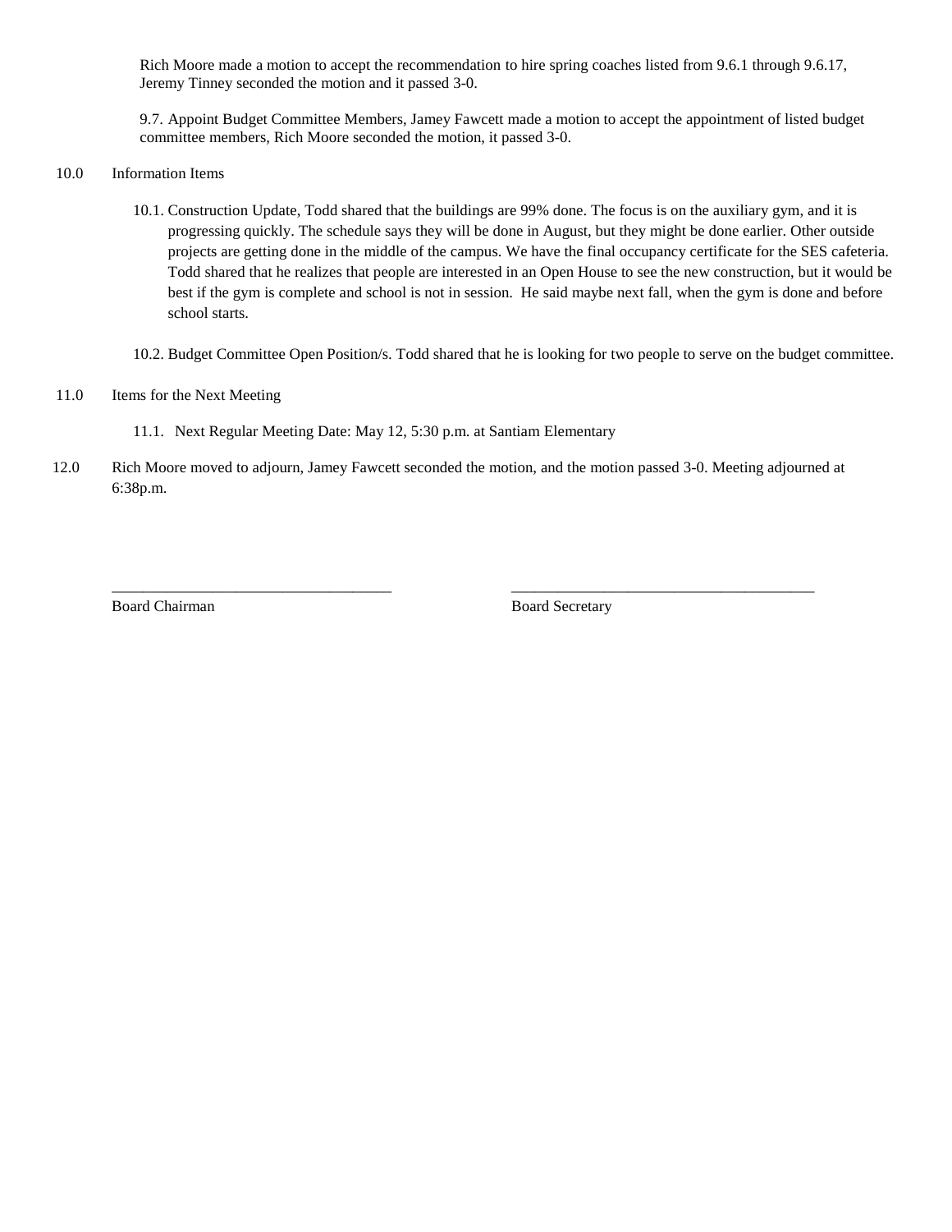Rich Moore made a motion to accept the recommendation to hire spring coaches listed from 9.6.1 through 9.6.17, Jeremy Tinney seconded the motion and it passed 3-0.

9.7. Appoint Budget Committee Members, Jamey Fawcett made a motion to accept the appointment of listed budget committee members, Rich Moore seconded the motion, it passed 3-0.

10.0 Information Items

10.1. Construction Update, Todd shared that the buildings are 99% done. The focus is on the auxiliary gym, and it is progressing quickly. The schedule says they will be done in August, but they might be done earlier. Other outside projects are getting done in the middle of the campus. We have the final occupancy certificate for the SES cafeteria. Todd shared that he realizes that people are interested in an Open House to see the new construction, but it would be best if the gym is complete and school is not in session. He said maybe next fall, when the gym is done and before school starts.

10.2. Budget Committee Open Position/s. Todd shared that he is looking for two people to serve on the budget committee.

11.0 Items for the Next Meeting

11.1. Next Regular Meeting Date: May 12, 5:30 p.m. at Santiam Elementary

12.0 Rich Moore moved to adjourn, Jamey Fawcett seconded the motion, and the motion passed 3-0. Meeting adjourned at 6:38p.m.

\_\_\_\_\_\_\_\_\_\_\_\_\_\_\_\_\_\_\_\_\_\_\_\_\_\_\_\_\_\_\_\_\_\_\_\_
Board Chairman

\_\_\_\_\_\_\_\_\_\_\_\_\_\_\_\_\_\_\_\_\_\_\_\_\_\_\_\_\_\_\_\_\_\_\_\_\_\_\_
Board Secretary